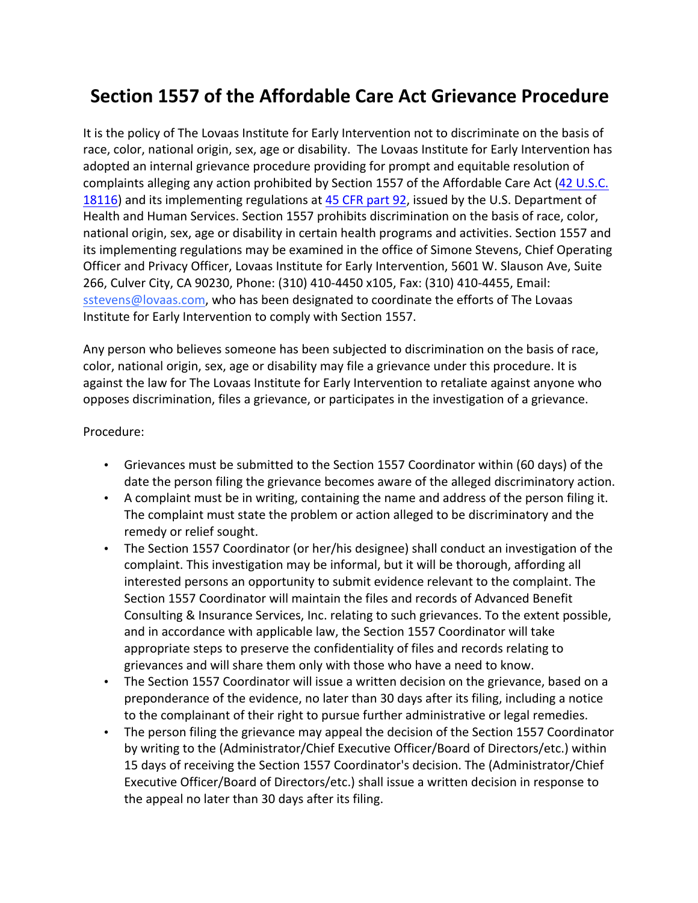# Section 1557 of the Affordable Care Act Grievance Procedure

It is the policy of The Lovaas Institute for Early Intervention not to discriminate on the basis of race, color, national origin, sex, age or disability. The Lovaas Institute for Early Intervention has adopted an internal grievance procedure providing for prompt and equitable resolution of complaints alleging any action prohibited by Section 1557 of the Affordable Care Act (42 U.S.C. 18116) and its implementing regulations at 45 CFR part 92, issued by the U.S. Department of Health and Human Services. Section 1557 prohibits discrimination on the basis of race, color, national origin, sex, age or disability in certain health programs and activities. Section 1557 and its implementing regulations may be examined in the office of Simone Stevens, Chief Operating Officer and Privacy Officer, Lovaas Institute for Early Intervention, 5601 W. Slauson Ave, Suite 266, Culver City, CA 90230, Phone: (310) 410-4450 x105, Fax: (310) 410-4455, Email: sstevens@lovaas.com, who has been designated to coordinate the efforts of The Lovaas Institute for Early Intervention to comply with Section 1557.

Any person who believes someone has been subjected to discrimination on the basis of race, color, national origin, sex, age or disability may file a grievance under this procedure. It is against the law for The Lovaas Institute for Early Intervention to retaliate against anyone who opposes discrimination, files a grievance, or participates in the investigation of a grievance.

Procedure:

- Grievances must be submitted to the Section 1557 Coordinator within (60 days) of the date the person filing the grievance becomes aware of the alleged discriminatory action.
- A complaint must be in writing, containing the name and address of the person filing it. The complaint must state the problem or action alleged to be discriminatory and the remedy or relief sought.
- The Section 1557 Coordinator (or her/his designee) shall conduct an investigation of the complaint. This investigation may be informal, but it will be thorough, affording all interested persons an opportunity to submit evidence relevant to the complaint. The Section 1557 Coordinator will maintain the files and records of Advanced Benefit Consulting & Insurance Services, Inc. relating to such grievances. To the extent possible, and in accordance with applicable law, the Section 1557 Coordinator will take appropriate steps to preserve the confidentiality of files and records relating to grievances and will share them only with those who have a need to know.
- The Section 1557 Coordinator will issue a written decision on the grievance, based on a preponderance of the evidence, no later than 30 days after its filing, including a notice to the complainant of their right to pursue further administrative or legal remedies.
- The person filing the grievance may appeal the decision of the Section 1557 Coordinator by writing to the (Administrator/Chief Executive Officer/Board of Directors/etc.) within 15 days of receiving the Section 1557 Coordinator's decision. The (Administrator/Chief Executive Officer/Board of Directors/etc.) shall issue a written decision in response to the appeal no later than 30 days after its filing.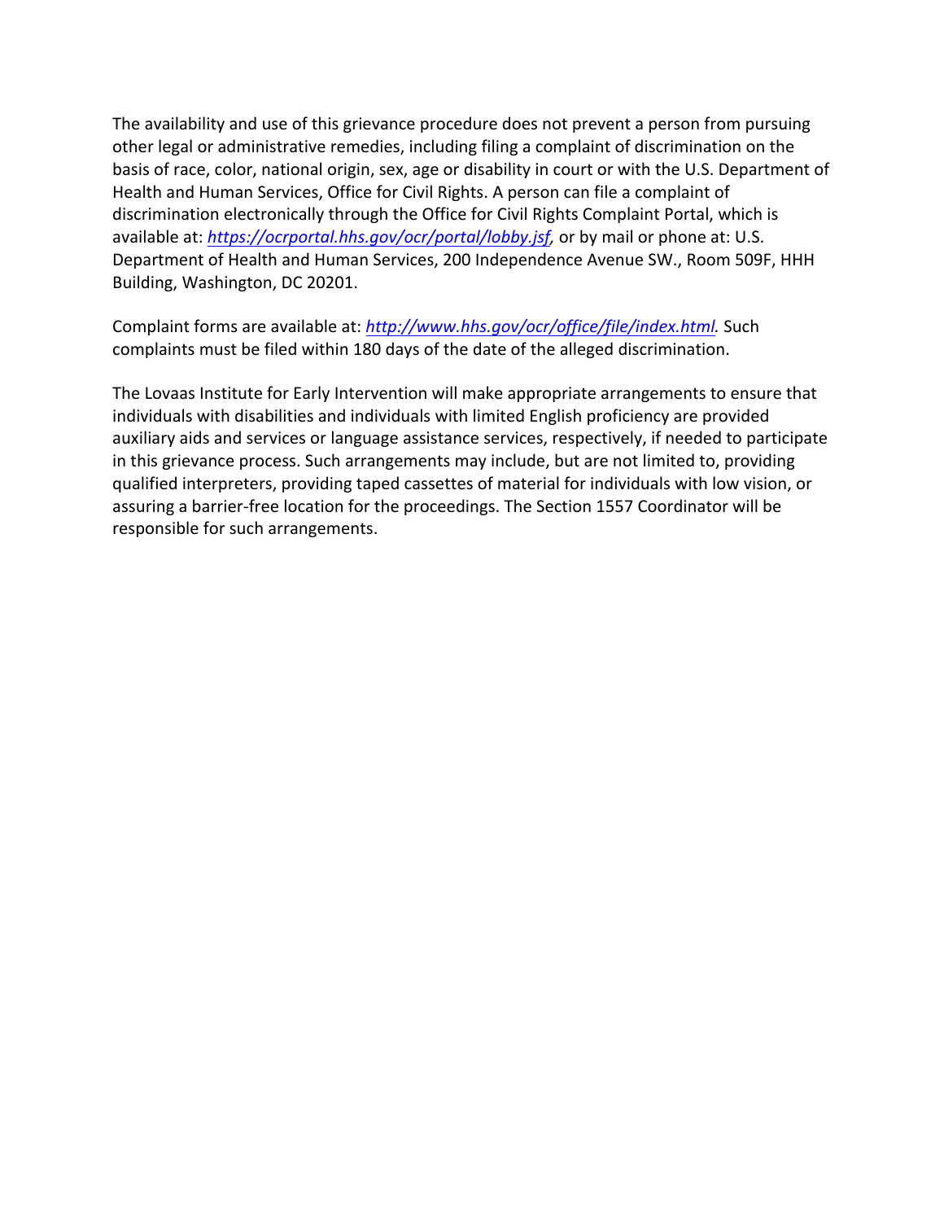The availability and use of this grievance procedure does not prevent a person from pursuing other legal or administrative remedies, including filing a complaint of discrimination on the basis of race, color, national origin, sex, age or disability in court or with the U.S. Department of Health and Human Services, Office for Civil Rights. A person can file a complaint of discrimination electronically through the Office for Civil Rights Complaint Portal, which is available at: *https://ocrportal.hhs.gov/ocr/portal/lobby.jsf,* or by mail or phone at: U.S. Department of Health and Human Services, 200 Independence Avenue SW., Room 509F, HHH Building, Washington, DC 20201.

Complaint forms are available at: *http://www.hhs.gov/ocr/office/file/index.html.* Such complaints must be filed within 180 days of the date of the alleged discrimination.

The Lovaas Institute for Early Intervention will make appropriate arrangements to ensure that individuals with disabilities and individuals with limited English proficiency are provided auxiliary aids and services or language assistance services, respectively, if needed to participate in this grievance process. Such arrangements may include, but are not limited to, providing qualified interpreters, providing taped cassettes of material for individuals with low vision, or assuring a barrier-free location for the proceedings. The Section 1557 Coordinator will be responsible for such arrangements.